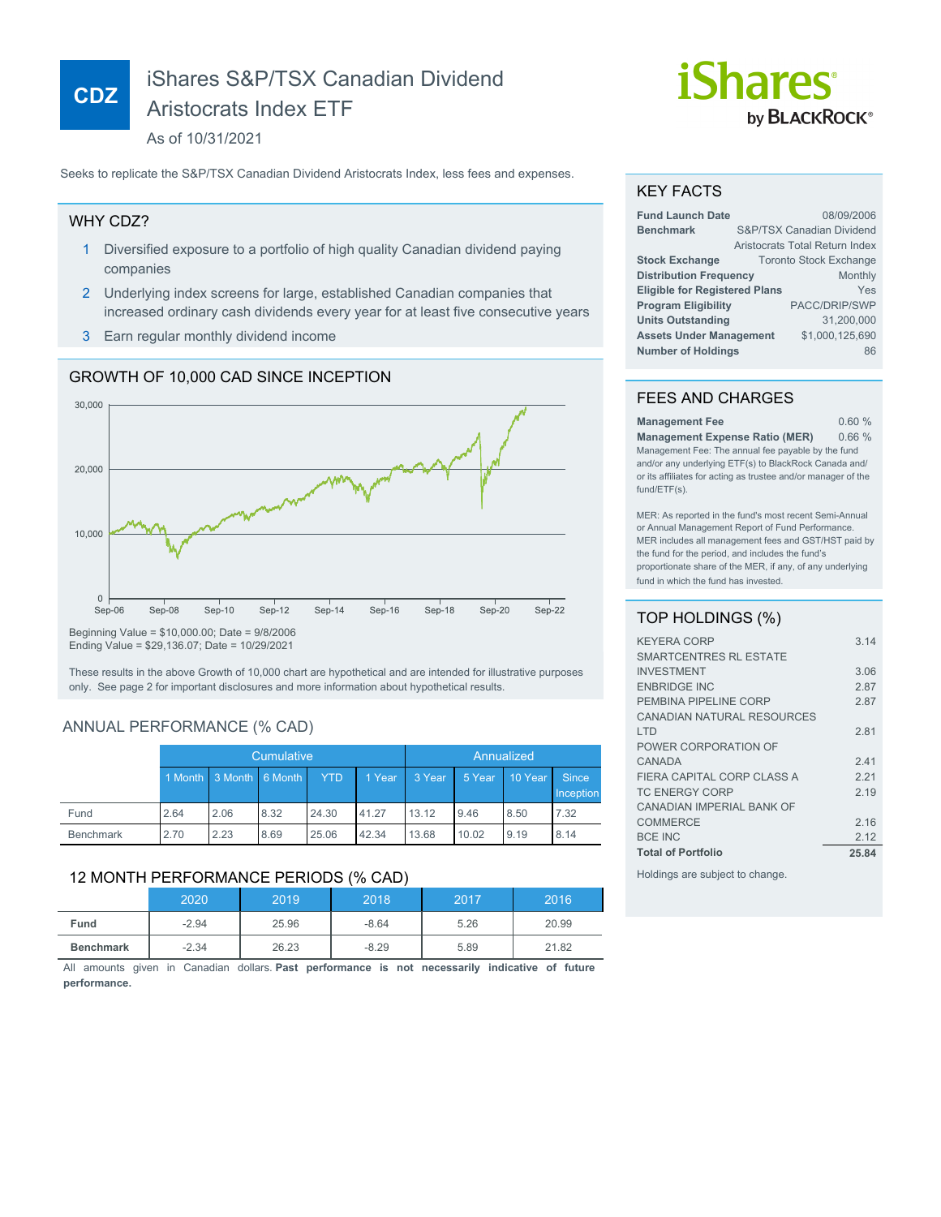# CDZ iShares S&P/TSX Canadian Dividend Aristocrats Index ETF

As of 10/31/2021

iShares by BLACKROCK®

Seeks to replicate the S&P/TSX Canadian Dividend Aristocrats Index, less fees and expenses.

## WHY CDZ?

1. Diversified exposure to a portfolio of high quality Canadian dividend paying companies
2. Underlying index screens for large, established Canadian companies that increased ordinary cash dividends every year for at least five consecutive years
3. Earn regular monthly dividend income

## GROWTH OF 10,000 CAD SINCE INCEPTION

Beginning Value = $10,000.00; Date = 9/8/2006
Ending Value = $29,136.07; Date = 10/29/2021

These results in the above Growth of 10,000 chart are hypothetical and are intended for illustrative purposes only. See page 2 for important disclosures and more information about hypothetical results.

## ANNUAL PERFORMANCE (% CAD)

| | Cumulative | | | | | Annualized | | | |
|---|---|---|---|---|---|---|---|---|---|
| | 1 Month | 3 Month | 6 Month | YTD | 1 Year | 3 Year | 5 Year | 10 Year | Since Inception |
| Fund | 2.64 | 2.06 | 8.32 | 24.30 | 41.27 | 13.12 | 9.46 | 8.50 | 7.32 |
| Benchmark | 2.70 | 2.23 | 8.69 | 25.06 | 42.34 | 13.68 | 10.02 | 9.19 | 8.14 |

## 12 MONTH PERFORMANCE PERIODS (% CAD)

| | 2020 | 2019 | 2018 | 2017 | 2016 |
|---|---|---|---|---|---|
| **Fund** | -2.94 | 25.96 | -8.64 | 5.26 | 20.99 |
| **Benchmark** | -2.34 | 26.23 | -8.29 | 5.89 | 21.82 |

All amounts given in Canadian dollars. **Past performance is not necessarily indicative of future performance.**

## KEY FACTS

| | |
|---|---|
| **Fund Launch Date** | 08/09/2006 |
| **Benchmark** | S&P/TSX Canadian Dividend Aristocrats Total Return Index |
| **Stock Exchange** | Toronto Stock Exchange |
| **Distribution Frequency** | Monthly |
| **Eligible for Registered Plans** | Yes |
| **Program Eligibility** | PACC/DRIP/SWP |
| **Units Outstanding** | 31,200,000 |
| **Assets Under Management** | $1,000,125,690 |
| **Number of Holdings** | 86 |

## FEES AND CHARGES

| | |
|---|---|
| **Management Fee** | 0.60 % |
| **Management Expense Ratio (MER)** | 0.66 % |

Management Fee: The annual fee payable by the fund and/or any underlying ETF(s) to BlackRock Canada and/or its affiliates for acting as trustee and/or manager of the fund/ETF(s).

MER: As reported in the fund's most recent Semi-Annual or Annual Management Report of Fund Performance. MER includes all management fees and GST/HST paid by the fund for the period, and includes the fund's proportionate share of the MER, if any, of any underlying fund in which the fund has invested.

## TOP HOLDINGS (%)

| | |
|---|---|
| KEYERA CORP | 3.14 |
| SMARTCENTRES RL ESTATE INVESTMENT | 3.06 |
| ENBRIDGE INC | 2.87 |
| PEMBINA PIPELINE CORP | 2.87 |
| CANADIAN NATURAL RESOURCES LTD | 2.81 |
| POWER CORPORATION OF CANADA | 2.41 |
| FIERA CAPITAL CORP CLASS A | 2.21 |
| TC ENERGY CORP | 2.19 |
| CANADIAN IMPERIAL BANK OF COMMERCE | 2.16 |
| BCE INC | 2.12 |
| **Total of Portfolio** | **25.84** |

Holdings are subject to change.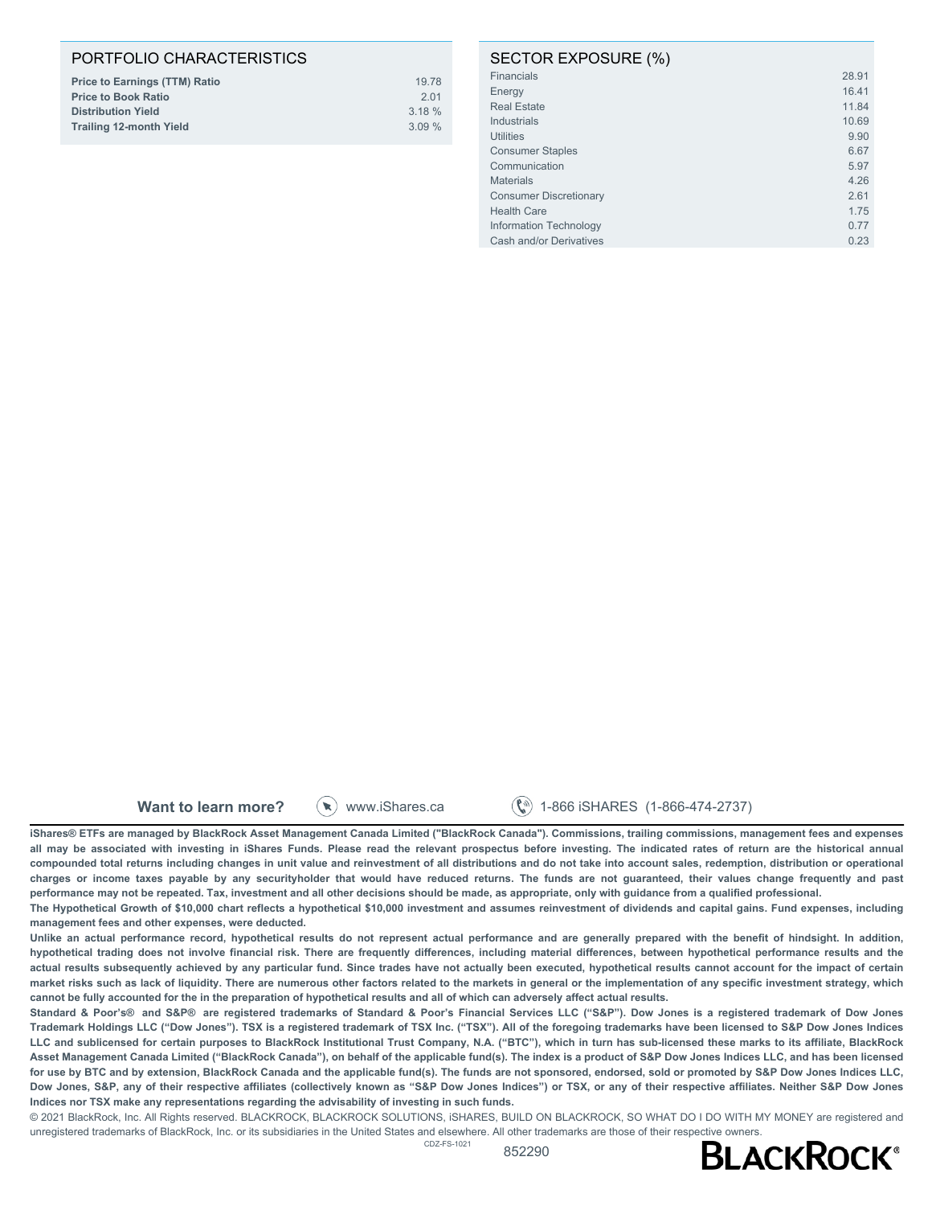## PORTFOLIO CHARACTERISTICS

| | |
|---|---|
| **Price to Earnings (TTM) Ratio** | 19.78 |
| **Price to Book Ratio** | 2.01 |
| **Distribution Yield** | 3.18 % |
| **Trailing 12-month Yield** | 3.09 % |

## SECTOR EXPOSURE (%)

| | |
|---|---|
| Financials | 28.91 |
| Energy | 16.41 |
| Real Estate | 11.84 |
| Industrials | 10.69 |
| Utilities | 9.90 |
| Consumer Staples | 6.67 |
| Communication | 5.97 |
| Materials | 4.26 |
| Consumer Discretionary | 2.61 |
| Health Care | 1.75 |
| Information Technology | 0.77 |
| Cash and/or Derivatives | 0.23 |

**Want to learn more?** www.iShares.ca 1-866 iSHARES (1-866-474-2737)

**iShares® ETFs are managed by BlackRock Asset Management Canada Limited ("BlackRock Canada"). Commissions, trailing commissions, management fees and expenses all may be associated with investing in iShares Funds. Please read the relevant prospectus before investing. The indicated rates of return are the historical annual compounded total returns including changes in unit value and reinvestment of all distributions and do not take into account sales, redemption, distribution or operational charges or income taxes payable by any securityholder that would have reduced returns. The funds are not guaranteed, their values change frequently and past performance may not be repeated. Tax, investment and all other decisions should be made, as appropriate, only with guidance from a qualified professional.**

**The Hypothetical Growth of $10,000 chart reflects a hypothetical $10,000 investment and assumes reinvestment of dividends and capital gains. Fund expenses, including management fees and other expenses, were deducted.**

**Unlike an actual performance record, hypothetical results do not represent actual performance and are generally prepared with the benefit of hindsight. In addition, hypothetical trading does not involve financial risk. There are frequently differences, including material differences, between hypothetical performance results and the actual results subsequently achieved by any particular fund. Since trades have not actually been executed, hypothetical results cannot account for the impact of certain market risks such as lack of liquidity. There are numerous other factors related to the markets in general or the implementation of any specific investment strategy, which cannot be fully accounted for the in the preparation of hypothetical results and all of which can adversely affect actual results.**

**Standard & Poor's® and S&P® are registered trademarks of Standard & Poor's Financial Services LLC ("S&P"). Dow Jones is a registered trademark of Dow Jones Trademark Holdings LLC ("Dow Jones"). TSX is a registered trademark of TSX Inc. ("TSX"). All of the foregoing trademarks have been licensed to S&P Dow Jones Indices LLC and sublicensed for certain purposes to BlackRock Institutional Trust Company, N.A. ("BTC"), which in turn has sub-licensed these marks to its affiliate, BlackRock Asset Management Canada Limited ("BlackRock Canada"), on behalf of the applicable fund(s). The index is a product of S&P Dow Jones Indices LLC, and has been licensed for use by BTC and by extension, BlackRock Canada and the applicable fund(s). The funds are not sponsored, endorsed, sold or promoted by S&P Dow Jones Indices LLC, Dow Jones, S&P, any of their respective affiliates (collectively known as "S&P Dow Jones Indices") or TSX, or any of their respective affiliates. Neither S&P Dow Jones Indices nor TSX make any representations regarding the advisability of investing in such funds.**

© 2021 BlackRock, Inc. All Rights reserved. BLACKROCK, BLACKROCK SOLUTIONS, iSHARES, BUILD ON BLACKROCK, SO WHAT DO I DO WITH MY MONEY are registered and unregistered trademarks of BlackRock, Inc. or its subsidiaries in the United States and elsewhere. All other trademarks are those of their respective owners.

CDZ-FS-1021 852290

BLACKROCK®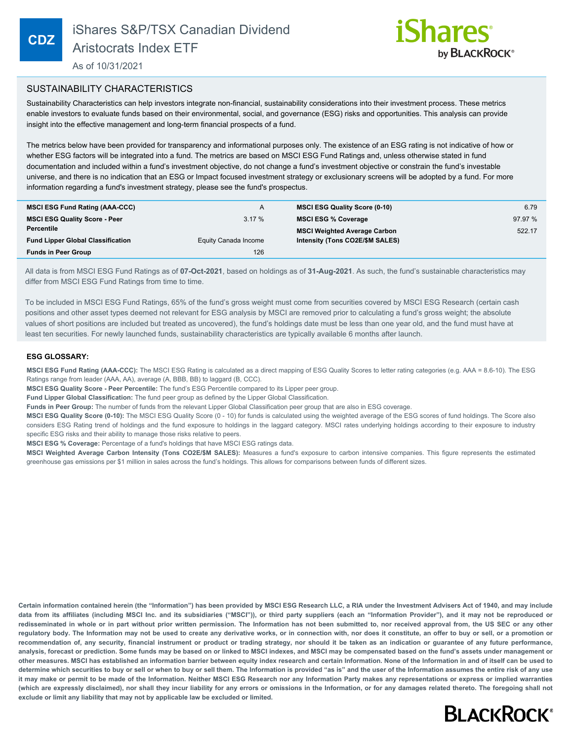# SUSTAINABILITY CHARACTERISTICS

Sustainability Characteristics can help investors integrate non-financial, sustainability considerations into their investment process. These metrics enable investors to evaluate funds based on their environmental, social, and governance (ESG) risks and opportunities. This analysis can provide insight into the effective management and long-term financial prospects of a fund.

The metrics below have been provided for transparency and informational purposes only. The existence of an ESG rating is not indicative of how or whether ESG factors will be integrated into a fund. The metrics are based on MSCI ESG Fund Ratings and, unless otherwise stated in fund documentation and included within a fund's investment objective, do not change a fund's investment objective or constrain the fund's investable universe, and there is no indication that an ESG or Impact focused investment strategy or exclusionary screens will be adopted by a fund. For more information regarding a fund's investment strategy, please see the fund's prospectus.

| | | | |
|---|---|---|---|
| **MSCI ESG Fund Rating (AAA-CCC)** | A | **MSCI ESG Quality Score (0-10)** | 6.79 |
| **MSCI ESG Quality Score - Peer Percentile** | 3.17 % | **MSCI ESG % Coverage** | 97.97 % |
| **Fund Lipper Global Classification** | Equity Canada Income | **MSCI Weighted Average Carbon Intensity (Tons CO2E/$M SALES)** | 522.17 |
| **Funds in Peer Group** | 126 | | |

All data is from MSCI ESG Fund Ratings as of **07-Oct-2021**, based on holdings as of **31-Aug-2021**. As such, the fund's sustainable characteristics may differ from MSCI ESG Fund Ratings from time to time.

To be included in MSCI ESG Fund Ratings, 65% of the fund's gross weight must come from securities covered by MSCI ESG Research (certain cash positions and other asset types deemed not relevant for ESG analysis by MSCI are removed prior to calculating a fund's gross weight; the absolute values of short positions are included but treated as uncovered), the fund's holdings date must be less than one year old, and the fund must have at least ten securities. For newly launched funds, sustainability characteristics are typically available 6 months after launch.

### ESG GLOSSARY:

**MSCI ESG Fund Rating (AAA-CCC):** The MSCI ESG Rating is calculated as a direct mapping of ESG Quality Scores to letter rating categories (e.g. AAA = 8.6-10). The ESG Ratings range from leader (AAA, AA), average (A, BBB, BB) to laggard (B, CCC).

**MSCI ESG Quality Score - Peer Percentile:** The fund's ESG Percentile compared to its Lipper peer group.

**Fund Lipper Global Classification:** The fund peer group as defined by the Lipper Global Classification.

**Funds in Peer Group:** The number of funds from the relevant Lipper Global Classification peer group that are also in ESG coverage.

**MSCI ESG Quality Score (0-10):** The MSCI ESG Quality Score (0 - 10) for funds is calculated using the weighted average of the ESG scores of fund holdings. The Score also considers ESG Rating trend of holdings and the fund exposure to holdings in the laggard category. MSCI rates underlying holdings according to their exposure to industry specific ESG risks and their ability to manage those risks relative to peers.

**MSCI ESG % Coverage:** Percentage of a fund's holdings that have MSCI ESG ratings data.

**MSCI Weighted Average Carbon Intensity (Tons CO2E/$M SALES):** Measures a fund's exposure to carbon intensive companies. This figure represents the estimated greenhouse gas emissions per $1 million in sales across the fund's holdings. This allows for comparisons between funds of different sizes.

**Certain information contained herein (the "Information") has been provided by MSCI ESG Research LLC, a RIA under the Investment Advisers Act of 1940, and may include data from its affiliates (including MSCI Inc. and its subsidiaries ("MSCI")), or third party suppliers (each an "Information Provider"), and it may not be reproduced or redisseminated in whole or in part without prior written permission. The Information has not been submitted to, nor received approval from, the US SEC or any other regulatory body. The Information may not be used to create any derivative works, or in connection with, nor does it constitute, an offer to buy or sell, or a promotion or recommendation of, any security, financial instrument or product or trading strategy, nor should it be taken as an indication or guarantee of any future performance, analysis, forecast or prediction. Some funds may be based on or linked to MSCI indexes, and MSCI may be compensated based on the fund's assets under management or other measures. MSCI has established an information barrier between equity index research and certain Information. None of the Information in and of itself can be used to determine which securities to buy or sell or when to buy or sell them. The Information is provided "as is" and the user of the Information assumes the entire risk of any use it may make or permit to be made of the Information. Neither MSCI ESG Research nor any Information Party makes any representations or express or implied warranties (which are expressly disclaimed), nor shall they incur liability for any errors or omissions in the Information, or for any damages related thereto. The foregoing shall not exclude or limit any liability that may not by applicable law be excluded or limited.**